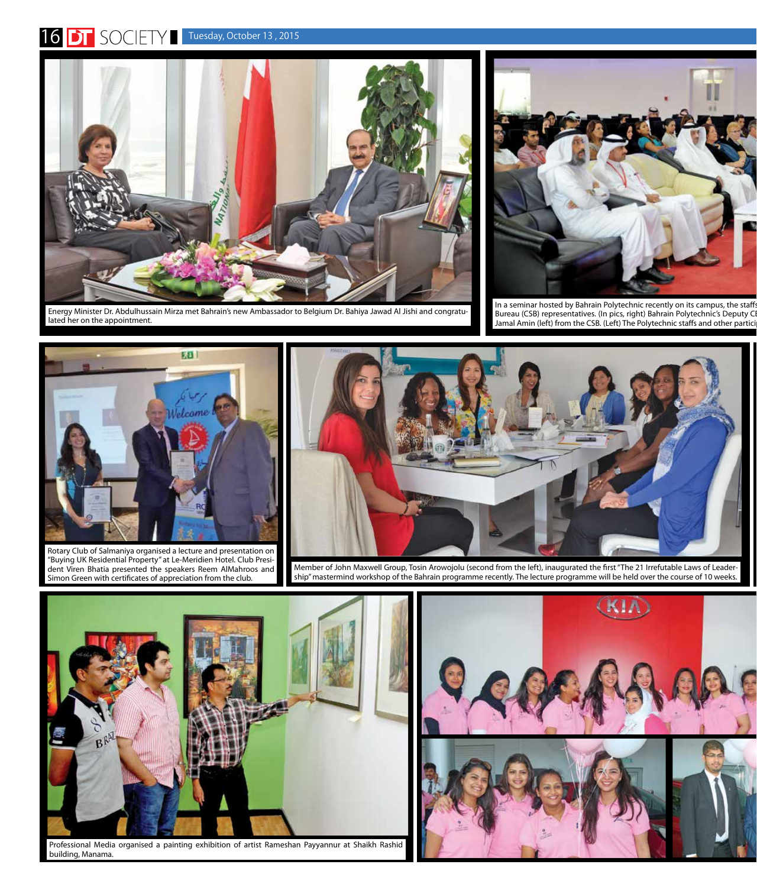Energy Minister Dr. Abdulhussain Mirza met Bahrain's new Ambassador to Belgium Dr. Bahiya Jawad Al Jishi and congratulated her on the appointment.

In a seminar hosted by Bahrain Polytechnic recently on its campus, the staffs Bureau (CSB) representatives. (In pics, right) Bahrain Polytechnic's Deputy CE Jamal Amin (left) from the CSB. (Left) The Polytechnic staffs and other partici

Rotary Club of Salmaniya organised a lecture and presentation on "Buying UK Residential Property" at Le-Meridien Hotel. Club President Viren Bhatia presented the speakers Reem AlMahroos and Simon Green with certificates of appreciation from the club.

Member of John Maxwell Group, Tosin Arowojolu (second from the left), inaugurated the first "The 21 Irrefutable Laws of Leadership" mastermind workshop of the Bahrain programme recently. The lecture programme will be held over the course of 10 weeks.

Professional Media organised a painting exhibition of artist Rameshan Payyannur at Shaikh Rashid building, Manama.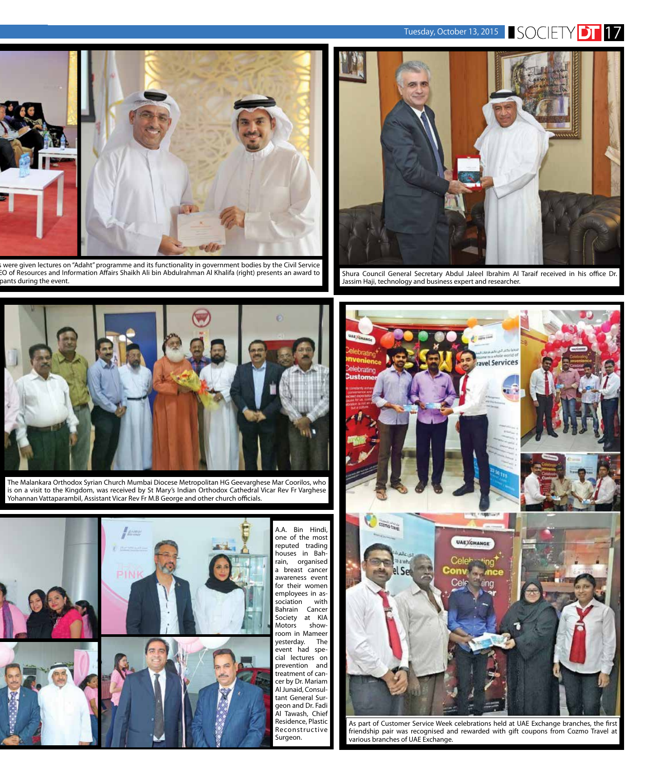...s were given lectures on "Adaht" programme and its functionality in government bodies by the Civil Service ...EO of Resources and Information Affairs Shaikh Ali bin Abdulrahman Al Khalifa (right) presents an award to ...pants during the event.

Shura Council General Secretary Abdul Jaleel Ibrahim Al Taraif received in his office Dr. Jassim Haji, technology and business expert and researcher.

The Malankara Orthodox Syrian Church Mumbai Diocese Metropolitan HG Geevarghese Mar Coorilos, who is on a visit to the Kingdom, was received by St Mary's Indian Orthodox Cathedral Vicar Rev Fr Varghese Yohannan Vattaparambil, Assistant Vicar Rev Fr M.B George and other church officials.

A.A. Bin Hindi, one of the most reputed trading houses in Bahrain, organised a breast cancer awareness event for their women employees in association with Bahrain Cancer Society at KIA Motors showroom in Mameer yesterday. The event had special lectures on prevention and treatment of cancer by Dr. Mariam Al Junaid, Consultant General Surgeon and Dr. Fadi Al Tawash, Chief Residence, Plastic Reconstructive Surgeon.

As part of Customer Service Week celebrations held at UAE Exchange branches, the first friendship pair was recognised and rewarded with gift coupons from Cozmo Travel at various branches of UAE Exchange.